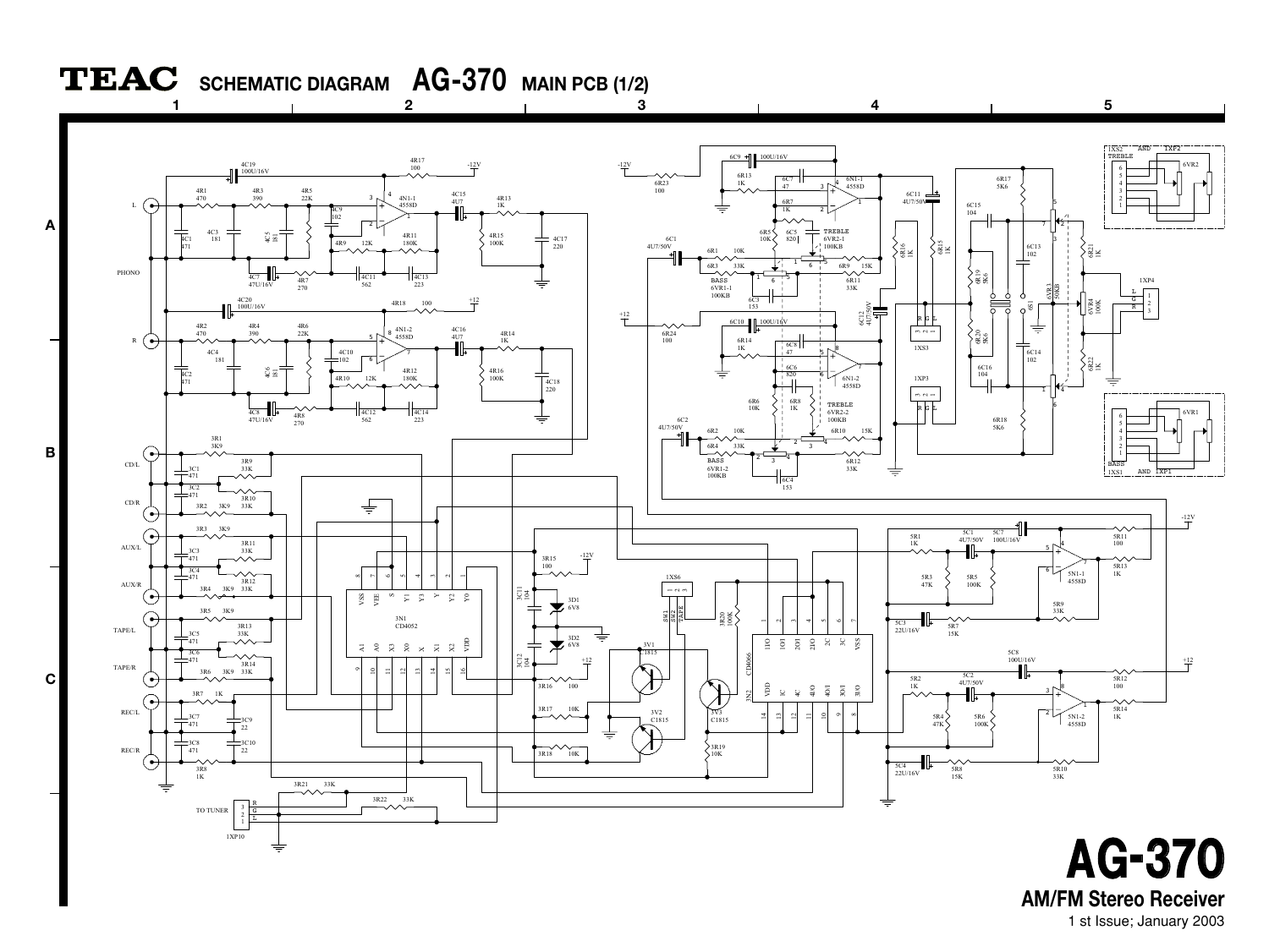# TEAC SCHEMATIC DIAGRAM AG-370 MAIN PCB (1/2)

## AG-370

**AM/FM Stereo Receiver**

1 st Issue; January 2003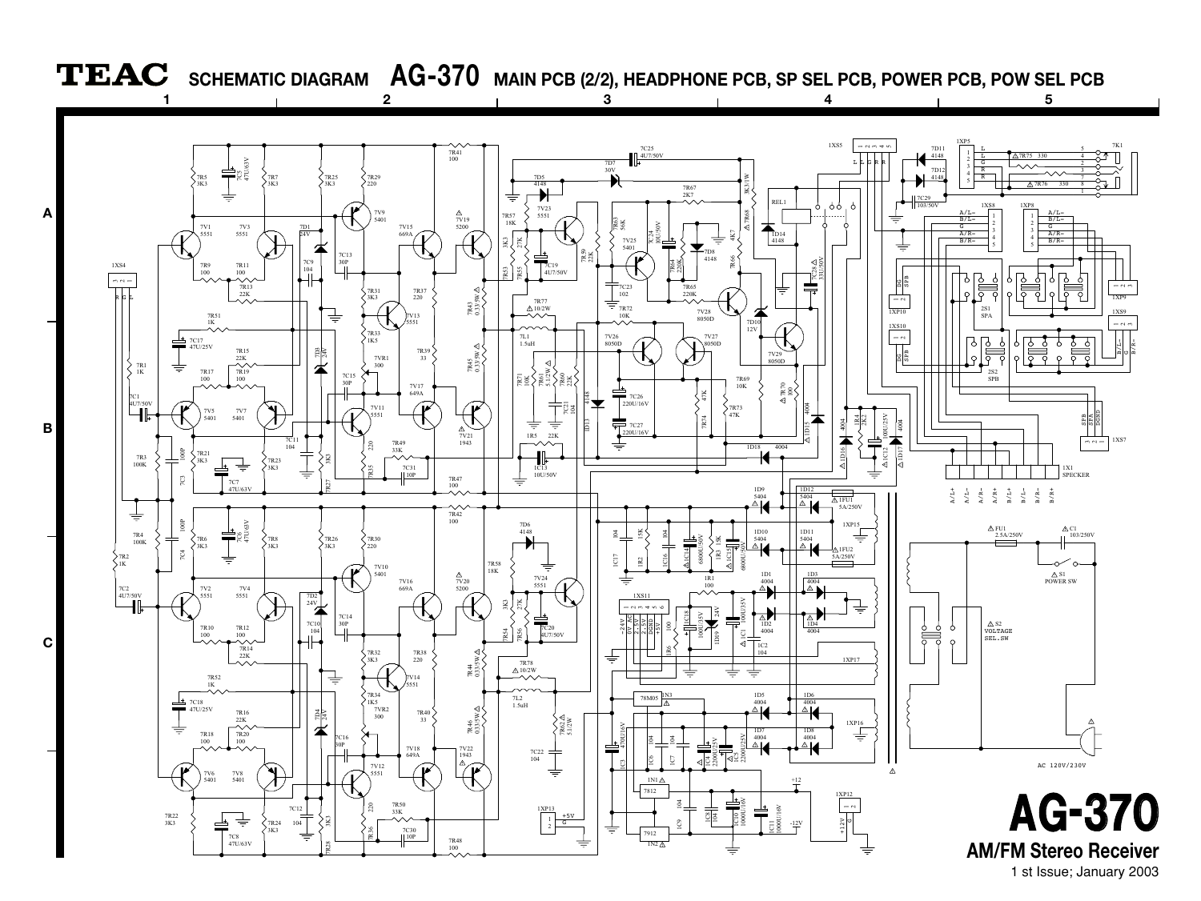# TEAC SCHEMATIC DIAGRAM AG-370 MAIN PCB (2/2), HEADPHONE PCB, SP SEL PCB, POWER PCB, POW SEL PCB

# AG-370

## AM/FM Stereo Receiver

1 st Issue; January 2003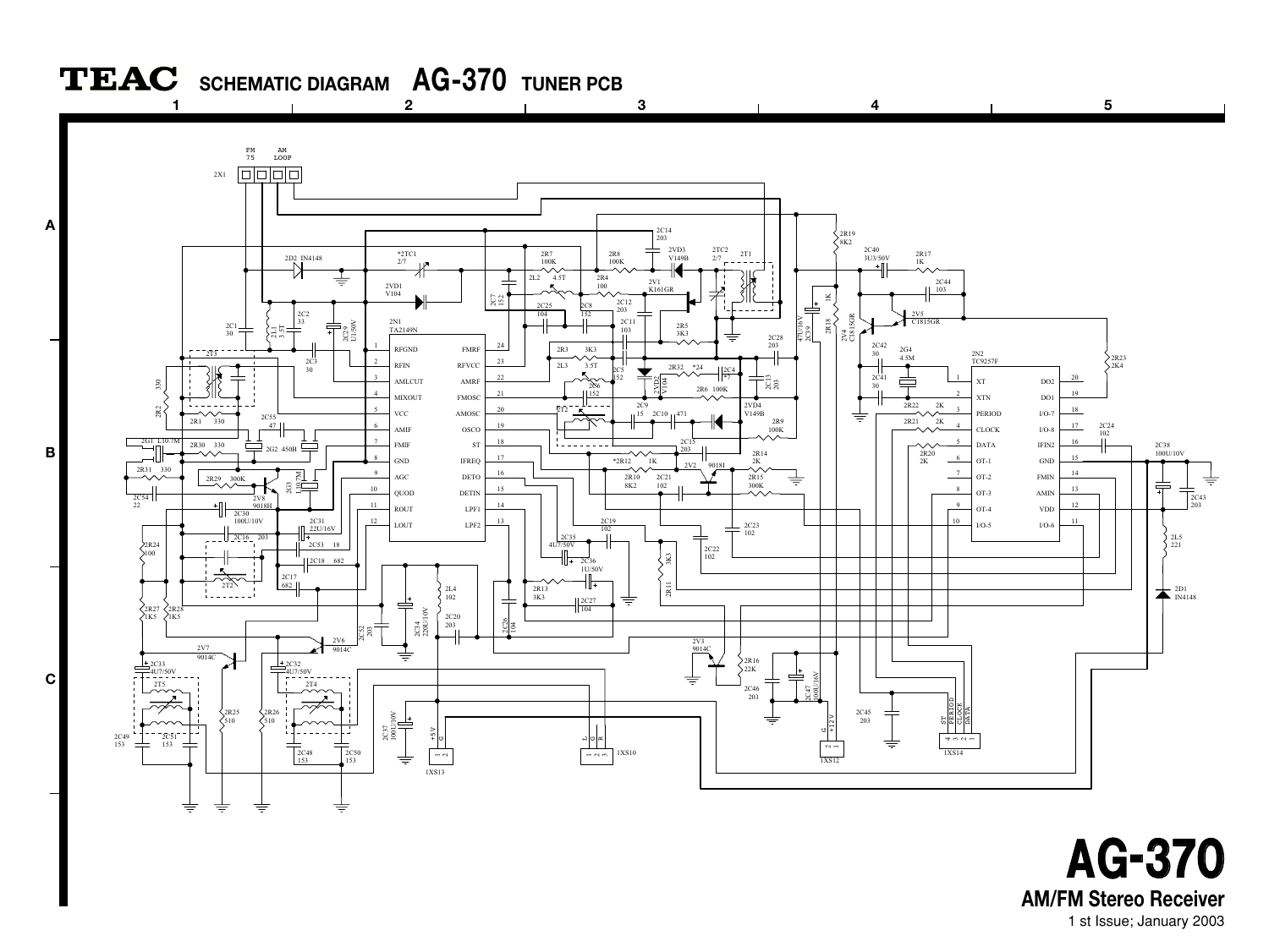# TEAC SCHEMATIC DIAGRAM AG-370 TUNER PCB

2X1

FM 75

AM LOOP

2N1 TA2149N

| Pin | Name | Pin | Name |
|---|---|---|---|
| 1 | RFGND | 24 | FMRF |
| 2 | RFIN | 23 | RFVCC |
| 3 | AMLCUT | 22 | AMRF |
| 4 | MIXOUT | 21 | FMOSC |
| 5 | VCC | 20 | AMOSC |
| 6 | AMIF | 19 | OSCO |
| 7 | FMIF | 18 | ST |
| 8 | GND | 17 | IFREQ |
| 9 | AGC | 16 | DETO |
| 10 | QUOD | 15 | DETIN |
| 11 | ROUT | 14 | LPF1 |
| 12 | LOUT | 13 | LPF2 |

2N2 TC9257F

| Pin | Name | Pin | Name |
|---|---|---|---|
| 1 | XT | 20 | DO2 |
| 2 | XTN | 19 | DO1 |
| 3 | PERIOD | 18 | I/O-7 |
| 4 | CLOCK | 17 | I/O-8 |
| 5 | DATA | 16 | IFIN2 |
| 6 | OT-1 | 15 | GND |
| 7 | OT-2 | 14 | FMIN |
| 8 | OT-3 | 13 | AMIN |
| 9 | OT-4 | 12 | VDD |
| 10 | I/O-5 | 11 | I/O-6 |

1XS10: L, G, R

1XS12: G, +12V

1XS13: +5V, G

1XS14: ST, PERIOD, CLOCK, DATA

# AG-370

**AM/FM Stereo Receiver**

1 st Issue; January 2003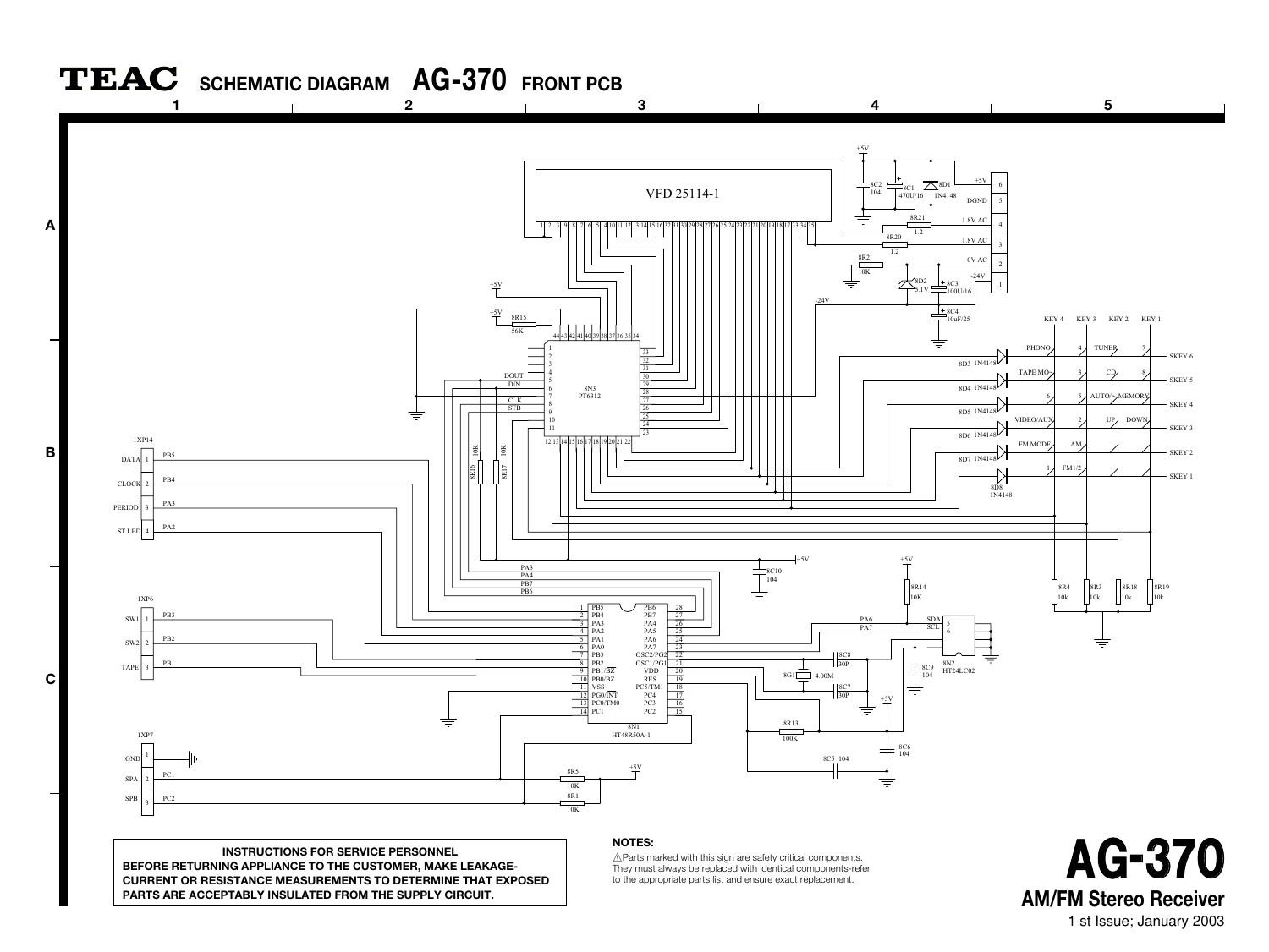# TEAC SCHEMATIC DIAGRAM AG-370 FRONT PCB

VFD 25114-1

8N3 PT6312

8N1 HT48R50A-1

8N2 HT24LC02

1XP14: DATA, CLOCK, PERIOD, ST LED

1XP6: SW1, SW2, TAPE

1XP7: GND, SPA, SPB

KEY 4, KEY 3, KEY 2, KEY 1

PHONO, TUNER, TAPE MO, CD, AUTO/-, MEMORY, VIDEO/AUX, UP, DOWN, FM MODE, AM, FM1/2

SKEY 6, SKEY 5, SKEY 4, SKEY 3, SKEY 2, SKEY 1

**INSTRUCTIONS FOR SERVICE PERSONNEL**

**BEFORE RETURNING APPLIANCE TO THE CUSTOMER, MAKE LEAKAGE-CURRENT OR RESISTANCE MEASUREMENTS TO DETERMINE THAT EXPOSED PARTS ARE ACCEPTABLY INSULATED FROM THE SUPPLY CIRCUIT.**

**NOTES:**

⚠Parts marked with this sign are safety critical components. They must always be replaced with identical components-refer to the appropriate parts list and ensure exact replacement.

# AG-370

**AM/FM Stereo Receiver**

1 st Issue; January 2003